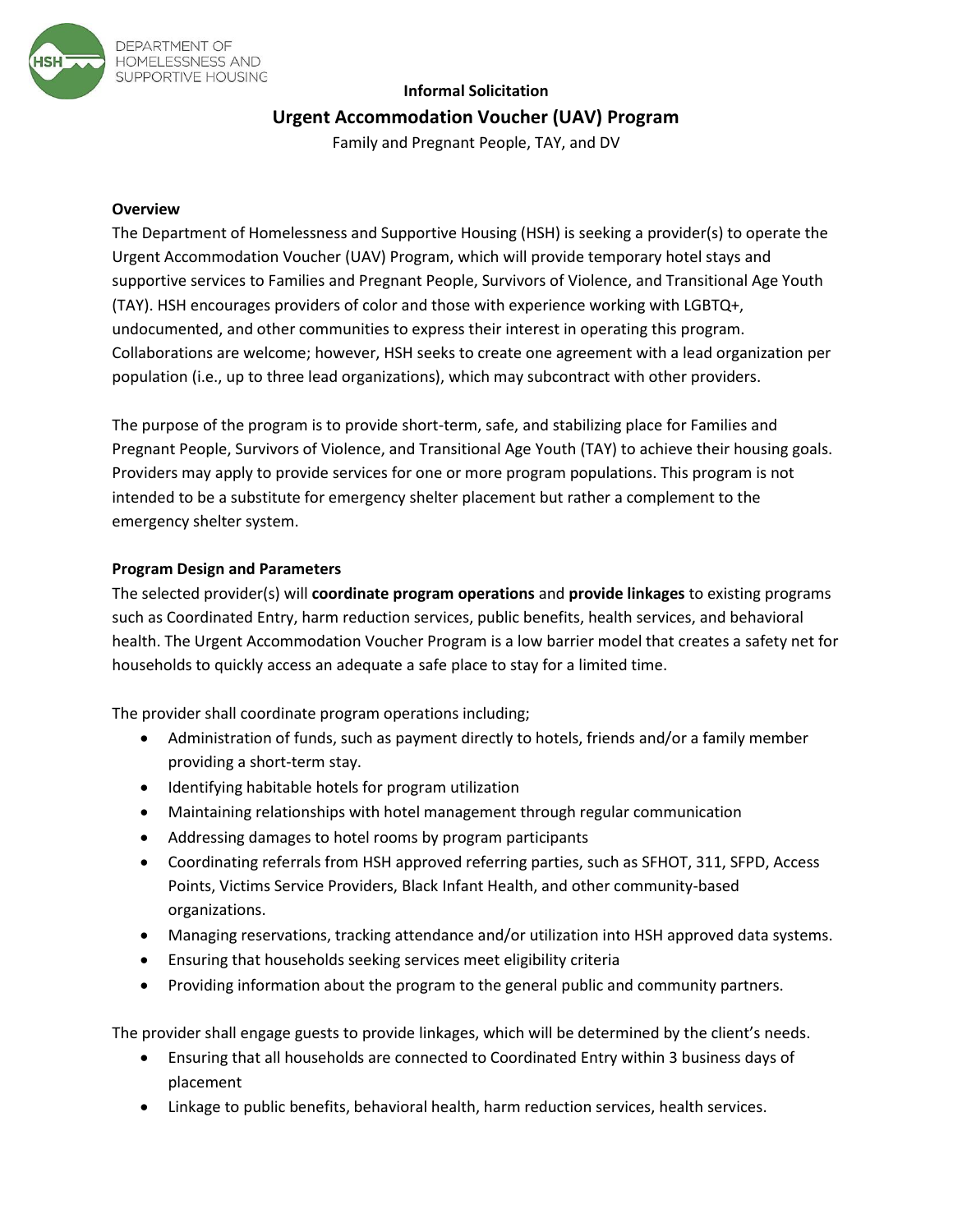DEPARTMENT OF HOMELESSNESS AND SUPPORTIVE HOUSING

**Informal Solicitation**

# Urgent Accommodation Voucher (UAV) Program

Family and Pregnant People, TAY, and DV

### Overview

The Department of Homelessness and Supportive Housing (HSH) is seeking a provider(s) to operate the Urgent Accommodation Voucher (UAV) Program, which will provide temporary hotel stays and supportive services to Families and Pregnant People, Survivors of Violence, and Transitional Age Youth (TAY). HSH encourages providers of color and those with experience working with LGBTQ+, undocumented, and other communities to express their interest in operating this program. Collaborations are welcome; however, HSH seeks to create one agreement with a lead organization per population (i.e., up to three lead organizations), which may subcontract with other providers.

The purpose of the program is to provide short-term, safe, and stabilizing place for Families and Pregnant People, Survivors of Violence, and Transitional Age Youth (TAY) to achieve their housing goals. Providers may apply to provide services for one or more program populations. This program is not intended to be a substitute for emergency shelter placement but rather a complement to the emergency shelter system.

### Program Design and Parameters

The selected provider(s) will **coordinate program operations** and **provide linkages** to existing programs such as Coordinated Entry, harm reduction services, public benefits, health services, and behavioral health. The Urgent Accommodation Voucher Program is a low barrier model that creates a safety net for households to quickly access an adequate a safe place to stay for a limited time.

The provider shall coordinate program operations including;

- Administration of funds, such as payment directly to hotels, friends and/or a family member providing a short-term stay.
- Identifying habitable hotels for program utilization
- Maintaining relationships with hotel management through regular communication
- Addressing damages to hotel rooms by program participants
- Coordinating referrals from HSH approved referring parties, such as SFHOT, 311, SFPD, Access Points, Victims Service Providers, Black Infant Health, and other community-based organizations.
- Managing reservations, tracking attendance and/or utilization into HSH approved data systems.
- Ensuring that households seeking services meet eligibility criteria
- Providing information about the program to the general public and community partners.

The provider shall engage guests to provide linkages, which will be determined by the client's needs.

- Ensuring that all households are connected to Coordinated Entry within 3 business days of placement
- Linkage to public benefits, behavioral health, harm reduction services, health services.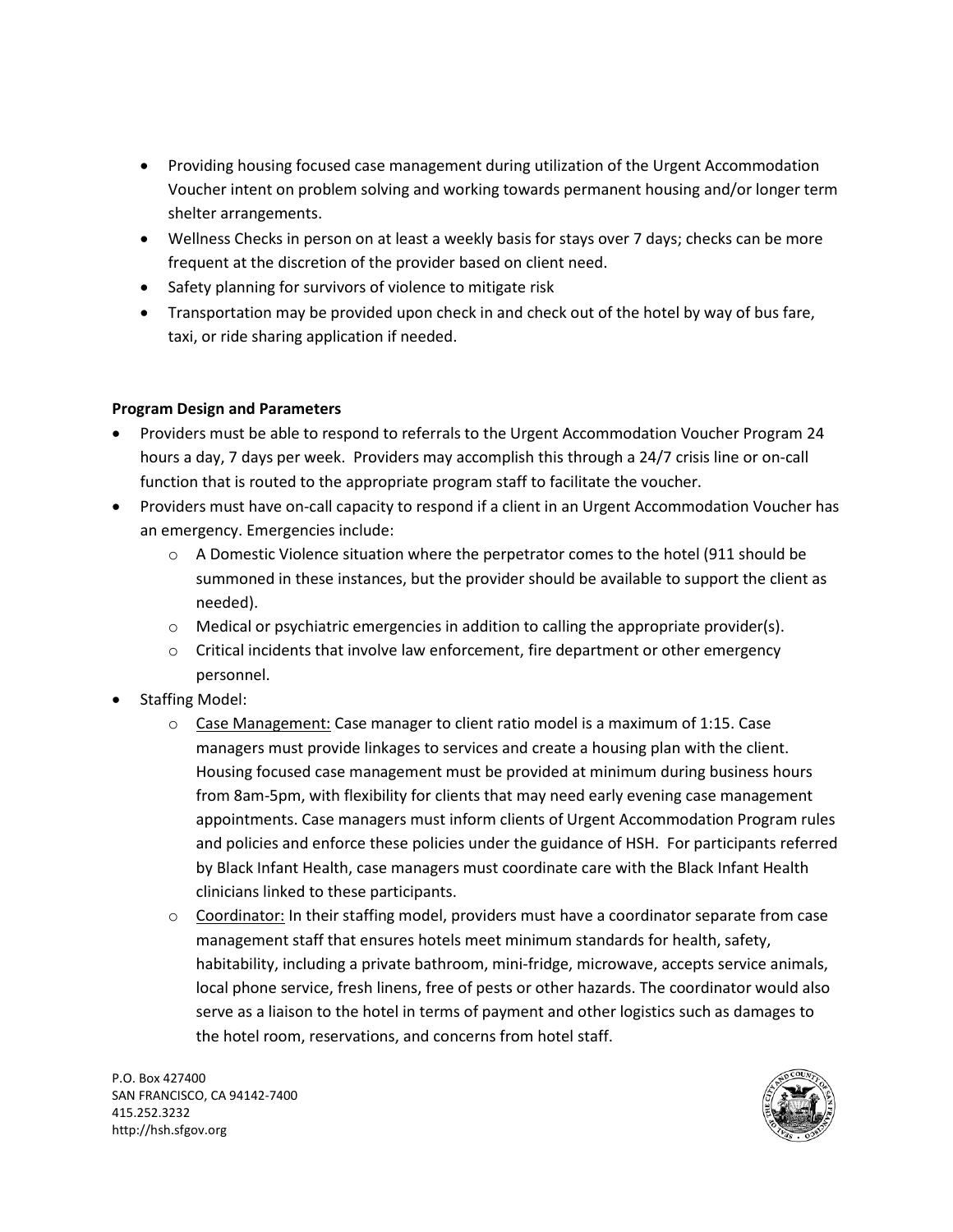- Providing housing focused case management during utilization of the Urgent Accommodation Voucher intent on problem solving and working towards permanent housing and/or longer term shelter arrangements.
- Wellness Checks in person on at least a weekly basis for stays over 7 days; checks can be more frequent at the discretion of the provider based on client need.
- Safety planning for survivors of violence to mitigate risk
- Transportation may be provided upon check in and check out of the hotel by way of bus fare, taxi, or ride sharing application if needed.

**Program Design and Parameters**

- Providers must be able to respond to referrals to the Urgent Accommodation Voucher Program 24 hours a day, 7 days per week. Providers may accomplish this through a 24/7 crisis line or on-call function that is routed to the appropriate program staff to facilitate the voucher.
- Providers must have on-call capacity to respond if a client in an Urgent Accommodation Voucher has an emergency. Emergencies include:
  - A Domestic Violence situation where the perpetrator comes to the hotel (911 should be summoned in these instances, but the provider should be available to support the client as needed).
  - Medical or psychiatric emergencies in addition to calling the appropriate provider(s).
  - Critical incidents that involve law enforcement, fire department or other emergency personnel.
- Staffing Model:
  - Case Management: Case manager to client ratio model is a maximum of 1:15. Case managers must provide linkages to services and create a housing plan with the client. Housing focused case management must be provided at minimum during business hours from 8am-5pm, with flexibility for clients that may need early evening case management appointments. Case managers must inform clients of Urgent Accommodation Program rules and policies and enforce these policies under the guidance of HSH. For participants referred by Black Infant Health, case managers must coordinate care with the Black Infant Health clinicians linked to these participants.
  - Coordinator: In their staffing model, providers must have a coordinator separate from case management staff that ensures hotels meet minimum standards for health, safety, habitability, including a private bathroom, mini-fridge, microwave, accepts service animals, local phone service, fresh linens, free of pests or other hazards. The coordinator would also serve as a liaison to the hotel in terms of payment and other logistics such as damages to the hotel room, reservations, and concerns from hotel staff.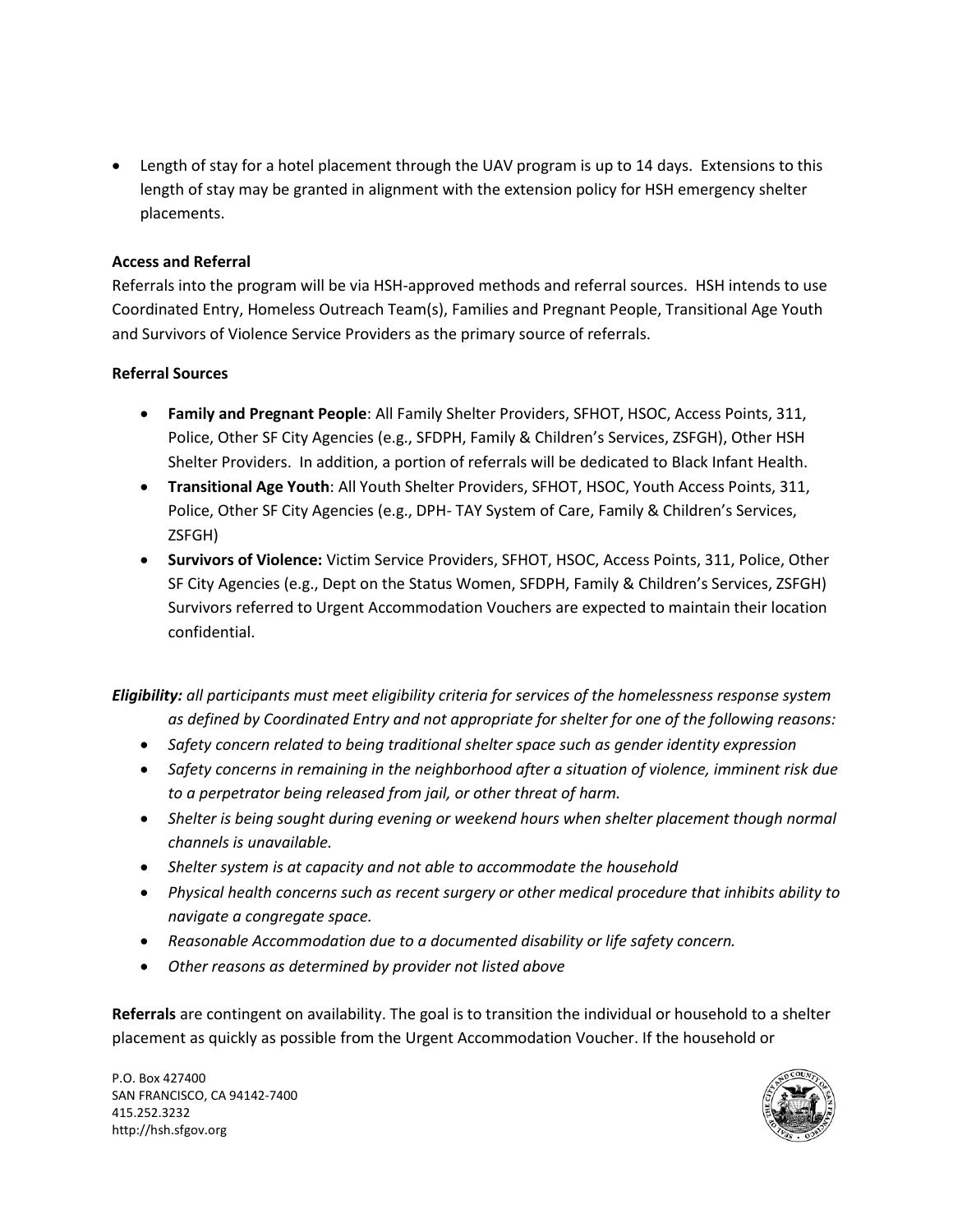- Length of stay for a hotel placement through the UAV program is up to 14 days. Extensions to this length of stay may be granted in alignment with the extension policy for HSH emergency shelter placements.

**Access and Referral**

Referrals into the program will be via HSH-approved methods and referral sources. HSH intends to use Coordinated Entry, Homeless Outreach Team(s), Families and Pregnant People, Transitional Age Youth and Survivors of Violence Service Providers as the primary source of referrals.

**Referral Sources**

- **Family and Pregnant People**: All Family Shelter Providers, SFHOT, HSOC, Access Points, 311, Police, Other SF City Agencies (e.g., SFDPH, Family & Children's Services, ZSFGH), Other HSH Shelter Providers. In addition, a portion of referrals will be dedicated to Black Infant Health.
- **Transitional Age Youth**: All Youth Shelter Providers, SFHOT, HSOC, Youth Access Points, 311, Police, Other SF City Agencies (e.g., DPH- TAY System of Care, Family & Children's Services, ZSFGH)
- **Survivors of Violence:** Victim Service Providers, SFHOT, HSOC, Access Points, 311, Police, Other SF City Agencies (e.g., Dept on the Status Women, SFDPH, Family & Children's Services, ZSFGH) Survivors referred to Urgent Accommodation Vouchers are expected to maintain their location confidential.

***Eligibility:*** *all participants must meet eligibility criteria for services of the homelessness response system as defined by Coordinated Entry and not appropriate for shelter for one of the following reasons:*

- *Safety concern related to being traditional shelter space such as gender identity expression*
- *Safety concerns in remaining in the neighborhood after a situation of violence, imminent risk due to a perpetrator being released from jail, or other threat of harm.*
- *Shelter is being sought during evening or weekend hours when shelter placement though normal channels is unavailable.*
- *Shelter system is at capacity and not able to accommodate the household*
- *Physical health concerns such as recent surgery or other medical procedure that inhibits ability to navigate a congregate space.*
- *Reasonable Accommodation due to a documented disability or life safety concern.*
- *Other reasons as determined by provider not listed above*

**Referrals** are contingent on availability. The goal is to transition the individual or household to a shelter placement as quickly as possible from the Urgent Accommodation Voucher. If the household or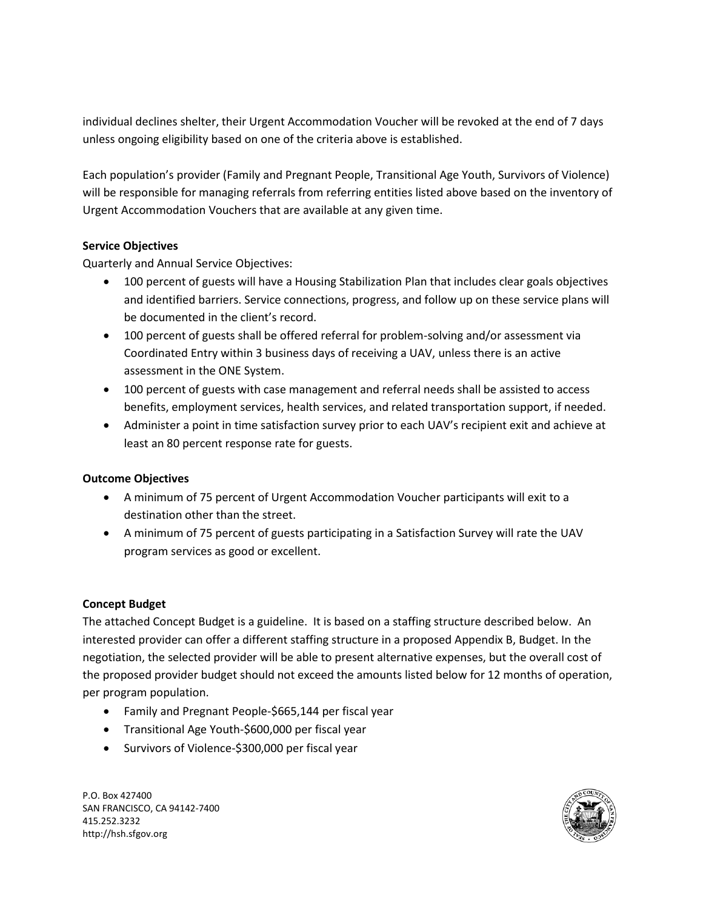individual declines shelter, their Urgent Accommodation Voucher will be revoked at the end of 7 days unless ongoing eligibility based on one of the criteria above is established.

Each population's provider (Family and Pregnant People, Transitional Age Youth, Survivors of Violence) will be responsible for managing referrals from referring entities listed above based on the inventory of Urgent Accommodation Vouchers that are available at any given time.

**Service Objectives**

Quarterly and Annual Service Objectives:

- 100 percent of guests will have a Housing Stabilization Plan that includes clear goals objectives and identified barriers. Service connections, progress, and follow up on these service plans will be documented in the client's record.
- 100 percent of guests shall be offered referral for problem-solving and/or assessment via Coordinated Entry within 3 business days of receiving a UAV, unless there is an active assessment in the ONE System.
- 100 percent of guests with case management and referral needs shall be assisted to access benefits, employment services, health services, and related transportation support, if needed.
- Administer a point in time satisfaction survey prior to each UAV's recipient exit and achieve at least an 80 percent response rate for guests.

**Outcome Objectives**

- A minimum of 75 percent of Urgent Accommodation Voucher participants will exit to a destination other than the street.
- A minimum of 75 percent of guests participating in a Satisfaction Survey will rate the UAV program services as good or excellent.

**Concept Budget**

The attached Concept Budget is a guideline. It is based on a staffing structure described below. An interested provider can offer a different staffing structure in a proposed Appendix B, Budget. In the negotiation, the selected provider will be able to present alternative expenses, but the overall cost of the proposed provider budget should not exceed the amounts listed below for 12 months of operation, per program population.

- Family and Pregnant People-$665,144 per fiscal year
- Transitional Age Youth-$600,000 per fiscal year
- Survivors of Violence-$300,000 per fiscal year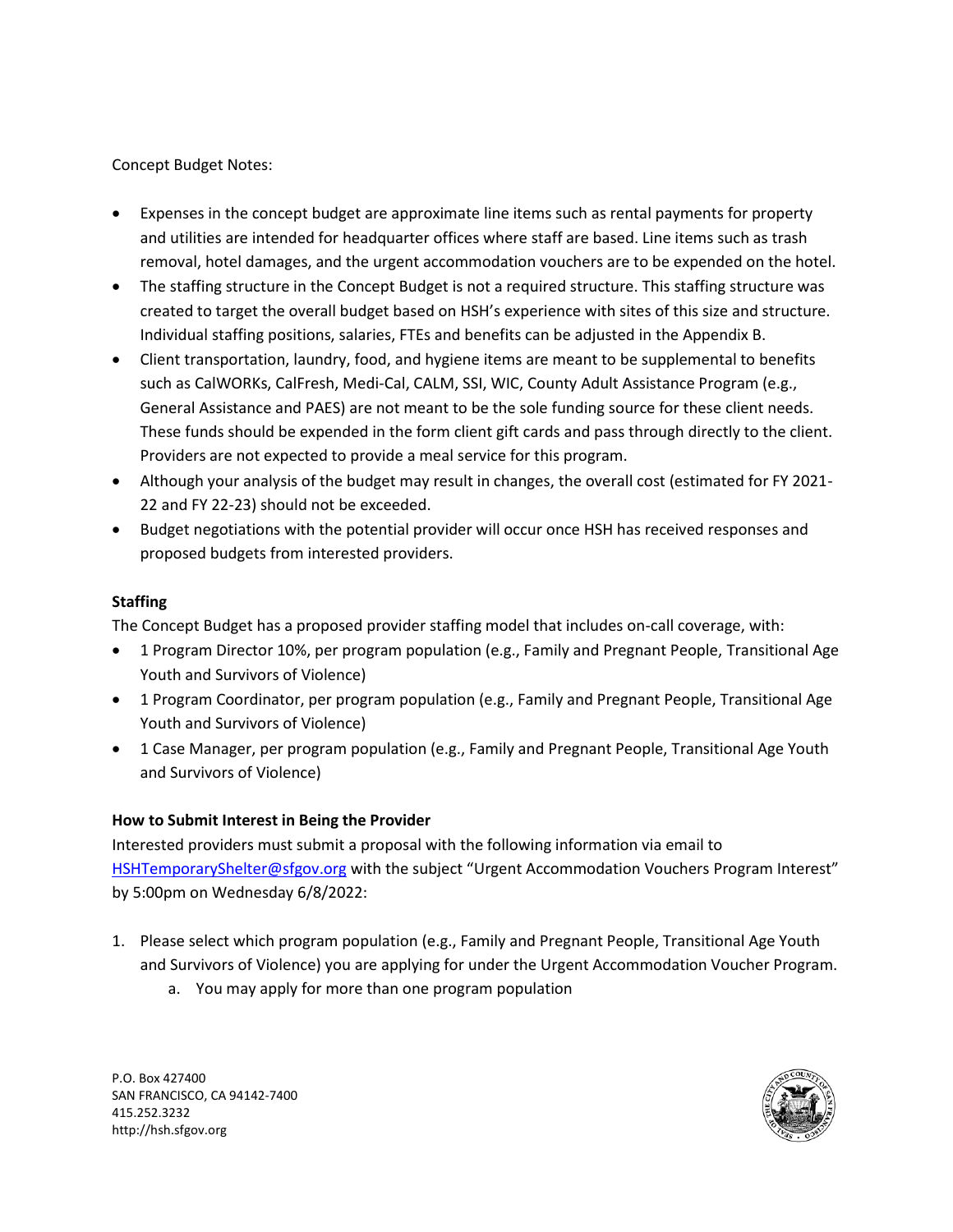Concept Budget Notes:

- Expenses in the concept budget are approximate line items such as rental payments for property and utilities are intended for headquarter offices where staff are based. Line items such as trash removal, hotel damages, and the urgent accommodation vouchers are to be expended on the hotel.
- The staffing structure in the Concept Budget is not a required structure. This staffing structure was created to target the overall budget based on HSH's experience with sites of this size and structure. Individual staffing positions, salaries, FTEs and benefits can be adjusted in the Appendix B.
- Client transportation, laundry, food, and hygiene items are meant to be supplemental to benefits such as CalWORKs, CalFresh, Medi-Cal, CALM, SSI, WIC, County Adult Assistance Program (e.g., General Assistance and PAES) are not meant to be the sole funding source for these client needs. These funds should be expended in the form client gift cards and pass through directly to the client. Providers are not expected to provide a meal service for this program.
- Although your analysis of the budget may result in changes, the overall cost (estimated for FY 2021-22 and FY 22-23) should not be exceeded.
- Budget negotiations with the potential provider will occur once HSH has received responses and proposed budgets from interested providers.

**Staffing**

The Concept Budget has a proposed provider staffing model that includes on-call coverage, with:

- 1 Program Director 10%, per program population (e.g., Family and Pregnant People, Transitional Age Youth and Survivors of Violence)
- 1 Program Coordinator, per program population (e.g., Family and Pregnant People, Transitional Age Youth and Survivors of Violence)
- 1 Case Manager, per program population (e.g., Family and Pregnant People, Transitional Age Youth and Survivors of Violence)

**How to Submit Interest in Being the Provider**

Interested providers must submit a proposal with the following information via email to HSHTemporaryShelter@sfgov.org with the subject "Urgent Accommodation Vouchers Program Interest" by 5:00pm on Wednesday 6/8/2022:

1. Please select which program population (e.g., Family and Pregnant People, Transitional Age Youth and Survivors of Violence) you are applying for under the Urgent Accommodation Voucher Program.
    a. You may apply for more than one program population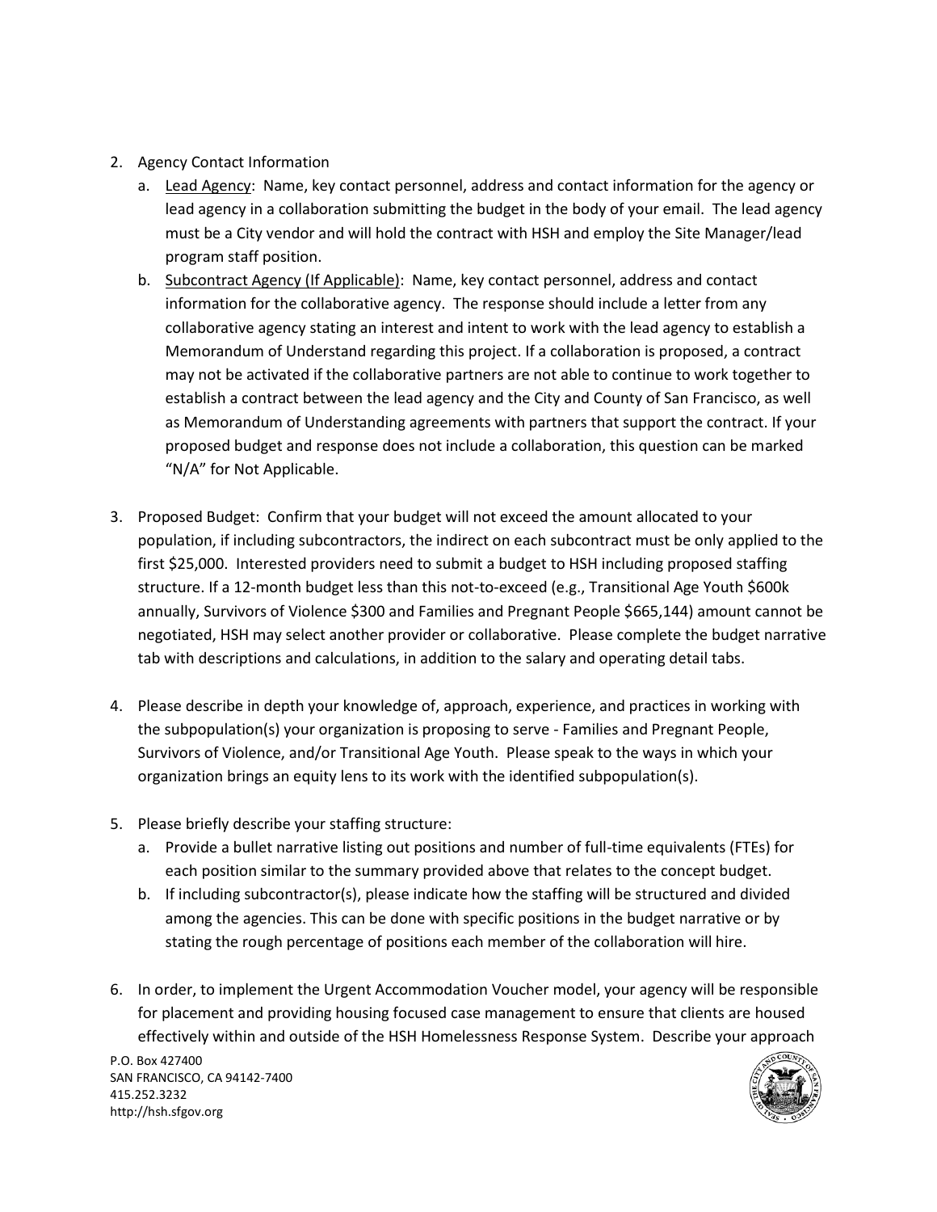2. Agency Contact Information
    a. Lead Agency: Name, key contact personnel, address and contact information for the agency or lead agency in a collaboration submitting the budget in the body of your email. The lead agency must be a City vendor and will hold the contract with HSH and employ the Site Manager/lead program staff position.
    b. Subcontract Agency (If Applicable): Name, key contact personnel, address and contact information for the collaborative agency. The response should include a letter from any collaborative agency stating an interest and intent to work with the lead agency to establish a Memorandum of Understand regarding this project. If a collaboration is proposed, a contract may not be activated if the collaborative partners are not able to continue to work together to establish a contract between the lead agency and the City and County of San Francisco, as well as Memorandum of Understanding agreements with partners that support the contract. If your proposed budget and response does not include a collaboration, this question can be marked "N/A" for Not Applicable.

3. Proposed Budget: Confirm that your budget will not exceed the amount allocated to your population, if including subcontractors, the indirect on each subcontract must be only applied to the first $25,000. Interested providers need to submit a budget to HSH including proposed staffing structure. If a 12-month budget less than this not-to-exceed (e.g., Transitional Age Youth $600k annually, Survivors of Violence $300 and Families and Pregnant People $665,144) amount cannot be negotiated, HSH may select another provider or collaborative. Please complete the budget narrative tab with descriptions and calculations, in addition to the salary and operating detail tabs.

4. Please describe in depth your knowledge of, approach, experience, and practices in working with the subpopulation(s) your organization is proposing to serve - Families and Pregnant People, Survivors of Violence, and/or Transitional Age Youth. Please speak to the ways in which your organization brings an equity lens to its work with the identified subpopulation(s).

5. Please briefly describe your staffing structure:
    a. Provide a bullet narrative listing out positions and number of full-time equivalents (FTEs) for each position similar to the summary provided above that relates to the concept budget.
    b. If including subcontractor(s), please indicate how the staffing will be structured and divided among the agencies. This can be done with specific positions in the budget narrative or by stating the rough percentage of positions each member of the collaboration will hire.

6. In order, to implement the Urgent Accommodation Voucher model, your agency will be responsible for placement and providing housing focused case management to ensure that clients are housed effectively within and outside of the HSH Homelessness Response System. Describe your approach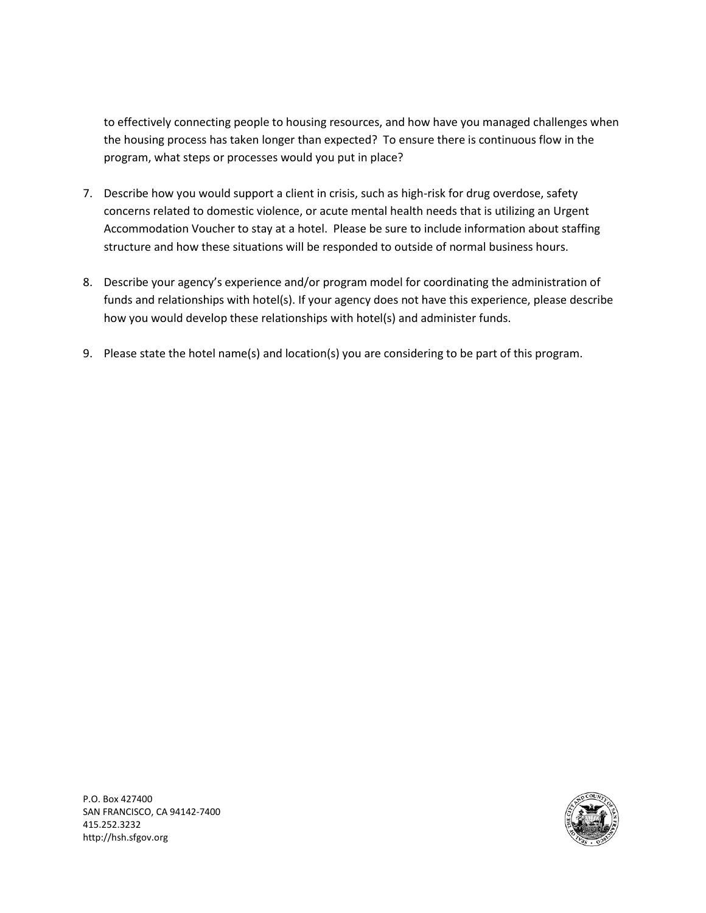to effectively connecting people to housing resources, and how have you managed challenges when the housing process has taken longer than expected? To ensure there is continuous flow in the program, what steps or processes would you put in place?

7. Describe how you would support a client in crisis, such as high-risk for drug overdose, safety concerns related to domestic violence, or acute mental health needs that is utilizing an Urgent Accommodation Voucher to stay at a hotel. Please be sure to include information about staffing structure and how these situations will be responded to outside of normal business hours.

8. Describe your agency's experience and/or program model for coordinating the administration of funds and relationships with hotel(s). If your agency does not have this experience, please describe how you would develop these relationships with hotel(s) and administer funds.

9. Please state the hotel name(s) and location(s) you are considering to be part of this program.

P.O. Box 427400
SAN FRANCISCO, CA 94142-7400
415.252.3232
http://hsh.sfgov.org